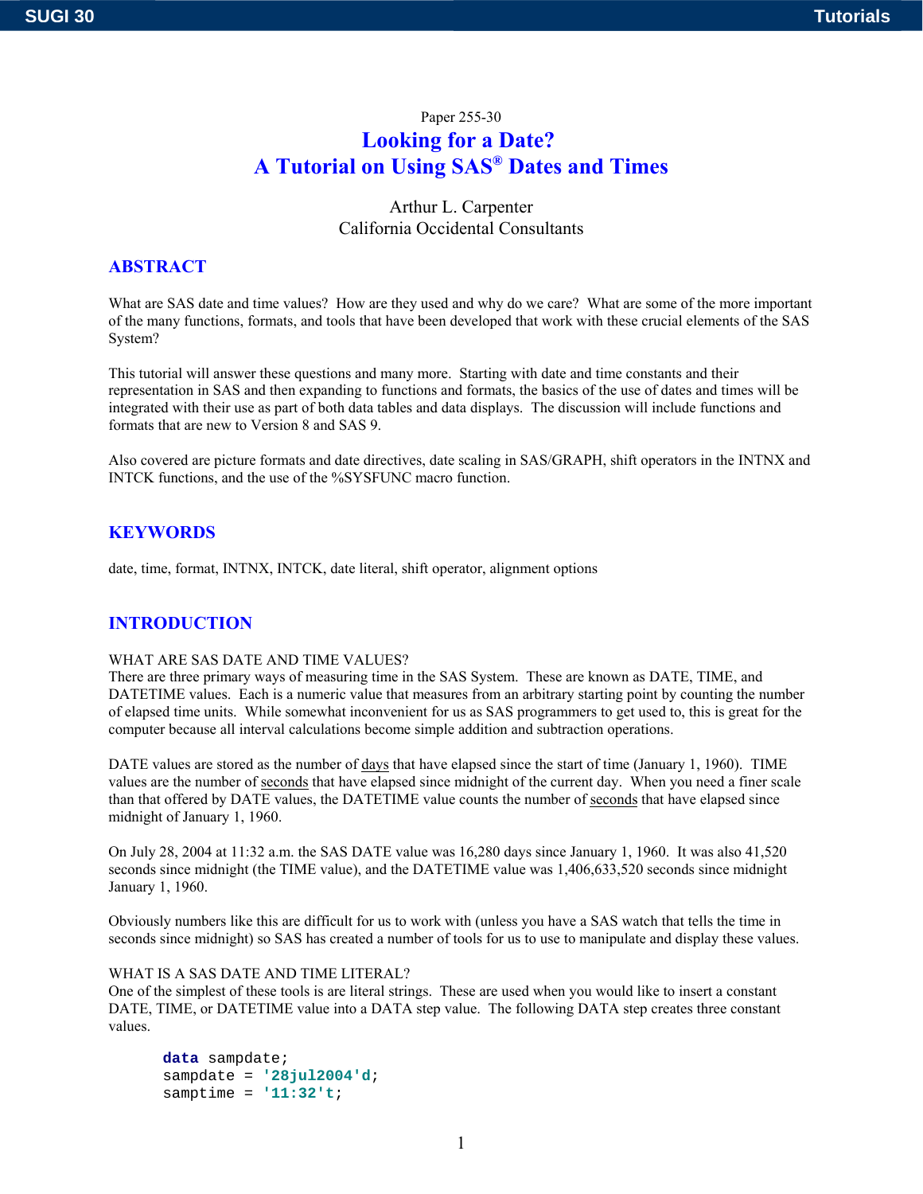Paper 255-30

# Looking for a Date?
# A Tutorial on Using SAS® Dates and Times

Arthur L. Carpenter
California Occidental Consultants

## ABSTRACT

What are SAS date and time values? How are they used and why do we care? What are some of the more important of the many functions, formats, and tools that have been developed that work with these crucial elements of the SAS System?

This tutorial will answer these questions and many more. Starting with date and time constants and their representation in SAS and then expanding to functions and formats, the basics of the use of dates and times will be integrated with their use as part of both data tables and data displays. The discussion will include functions and formats that are new to Version 8 and SAS 9.

Also covered are picture formats and date directives, date scaling in SAS/GRAPH, shift operators in the INTNX and INTCK functions, and the use of the %SYSFUNC macro function.

## KEYWORDS

date, time, format, INTNX, INTCK, date literal, shift operator, alignment options

## INTRODUCTION

WHAT ARE SAS DATE AND TIME VALUES?
There are three primary ways of measuring time in the SAS System. These are known as DATE, TIME, and DATETIME values. Each is a numeric value that measures from an arbitrary starting point by counting the number of elapsed time units. While somewhat inconvenient for us as SAS programmers to get used to, this is great for the computer because all interval calculations become simple addition and subtraction operations.

DATE values are stored as the number of days that have elapsed since the start of time (January 1, 1960). TIME values are the number of seconds that have elapsed since midnight of the current day. When you need a finer scale than that offered by DATE values, the DATETIME value counts the number of seconds that have elapsed since midnight of January 1, 1960.

On July 28, 2004 at 11:32 a.m. the SAS DATE value was 16,280 days since January 1, 1960. It was also 41,520 seconds since midnight (the TIME value), and the DATETIME value was 1,406,633,520 seconds since midnight January 1, 1960.

Obviously numbers like this are difficult for us to work with (unless you have a SAS watch that tells the time in seconds since midnight) so SAS has created a number of tools for us to use to manipulate and display these values.

WHAT IS A SAS DATE AND TIME LITERAL?
One of the simplest of these tools is are literal strings. These are used when you would like to insert a constant DATE, TIME, or DATETIME value into a DATA step value. The following DATA step creates three constant values.

```
data sampdate;
sampdate = '28jul2004'd;
samptime = '11:32't;
```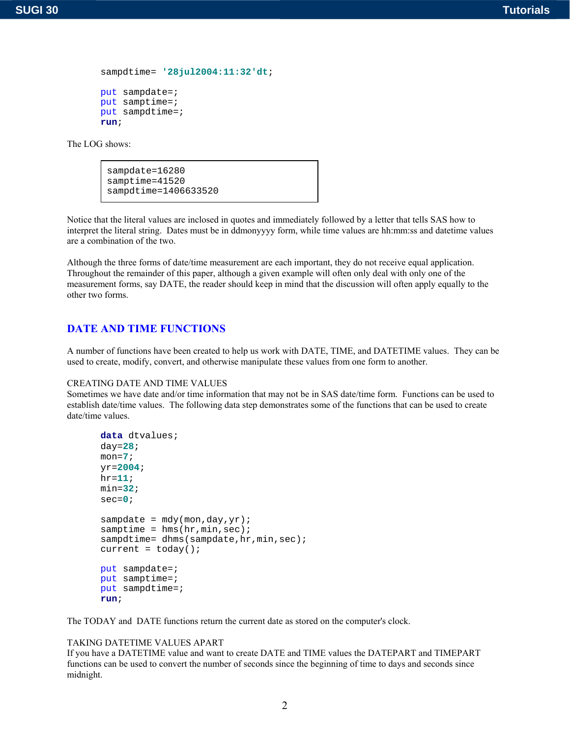```
sampdtime= '28jul2004:11:32'dt;

put sampdate=;
put samptime=;
put sampdtime=;
run;
```

The LOG shows:

```
sampdate=16280
samptime=41520
sampdtime=1406633520
```

Notice that the literal values are inclosed in quotes and immediately followed by a letter that tells SAS how to interpret the literal string. Dates must be in ddmonyyyy form, while time values are hh:mm:ss and datetime values are a combination of the two.

Although the three forms of date/time measurement are each important, they do not receive equal application. Throughout the remainder of this paper, although a given example will often only deal with only one of the measurement forms, say DATE, the reader should keep in mind that the discussion will often apply equally to the other two forms.

## DATE AND TIME FUNCTIONS

A number of functions have been created to help us work with DATE, TIME, and DATETIME values. They can be used to create, modify, convert, and otherwise manipulate these values from one form to another.

CREATING DATE AND TIME VALUES
Sometimes we have date and/or time information that may not be in SAS date/time form. Functions can be used to establish date/time values. The following data step demonstrates some of the functions that can be used to create date/time values.

```
data dtvalues;
day=28;
mon=7;
yr=2004;
hr=11;
min=32;
sec=0;

sampdate = mdy(mon,day,yr);
samptime = hms(hr,min,sec);
sampdtime= dhms(sampdate,hr,min,sec);
current = today();

put sampdate=;
put samptime=;
put sampdtime=;
run;
```

The TODAY and DATE functions return the current date as stored on the computer's clock.

TAKING DATETIME VALUES APART
If you have a DATETIME value and want to create DATE and TIME values the DATEPART and TIMEPART functions can be used to convert the number of seconds since the beginning of time to days and seconds since midnight.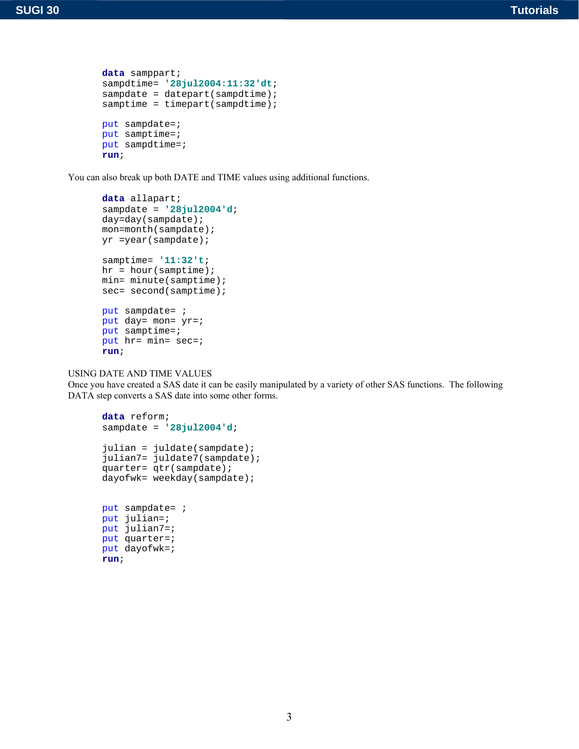```
data samppart;
sampdtime= '28jul2004:11:32'dt;
sampdate = datepart(sampdtime);
samptime = timepart(sampdtime);

put sampdate=;
put samptime=;
put sampdtime=;
run;
```

You can also break up both DATE and TIME values using additional functions.

```
data allapart;
sampdate = '28jul2004'd;
day=day(sampdate);
mon=month(sampdate);
yr =year(sampdate);

samptime= '11:32't;
hr = hour(samptime);
min= minute(samptime);
sec= second(samptime);

put sampdate= ;
put day= mon= yr=;
put samptime=;
put hr= min= sec=;
run;
```

USING DATE AND TIME VALUES

Once you have created a SAS date it can be easily manipulated by a variety of other SAS functions. The following DATA step converts a SAS date into some other forms.

```
data reform;
sampdate = '28jul2004'd;

julian = juldate(sampdate);
julian7= juldate7(sampdate);
quarter= qtr(sampdate);
dayofwk= weekday(sampdate);


put sampdate= ;
put julian=;
put julian7=;
put quarter=;
put dayofwk=;
run;
```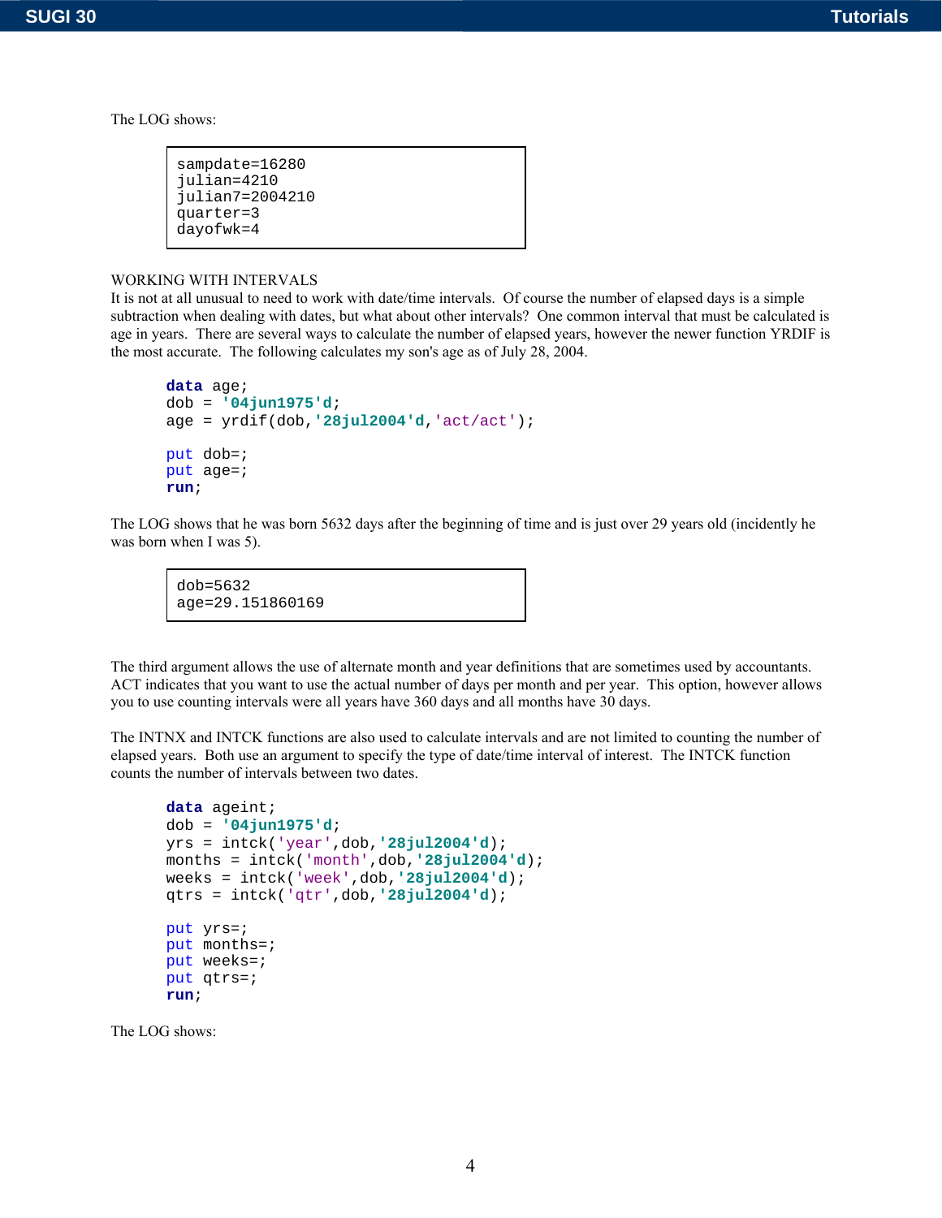The LOG shows:

```
sampdate=16280
julian=4210
julian7=2004210
quarter=3
dayofwk=4
```

## WORKING WITH INTERVALS

It is not at all unusual to need to work with date/time intervals. Of course the number of elapsed days is a simple subtraction when dealing with dates, but what about other intervals? One common interval that must be calculated is age in years. There are several ways to calculate the number of elapsed years, however the newer function YRDIF is the most accurate. The following calculates my son's age as of July 28, 2004.

```
data age;
dob = '04jun1975'd;
age = yrdif(dob,'28jul2004'd,'act/act');

put dob=;
put age=;
run;
```

The LOG shows that he was born 5632 days after the beginning of time and is just over 29 years old (incidently he was born when I was 5).

```
dob=5632
age=29.151860169
```

The third argument allows the use of alternate month and year definitions that are sometimes used by accountants. ACT indicates that you want to use the actual number of days per month and per year. This option, however allows you to use counting intervals were all years have 360 days and all months have 30 days.

The INTNX and INTCK functions are also used to calculate intervals and are not limited to counting the number of elapsed years. Both use an argument to specify the type of date/time interval of interest. The INTCK function counts the number of intervals between two dates.

```
data ageint;
dob = '04jun1975'd;
yrs = intck('year',dob,'28jul2004'd);
months = intck('month',dob,'28jul2004'd);
weeks = intck('week',dob,'28jul2004'd);
qtrs = intck('qtr',dob,'28jul2004'd);

put yrs=;
put months=;
put weeks=;
put qtrs=;
run;
```

The LOG shows: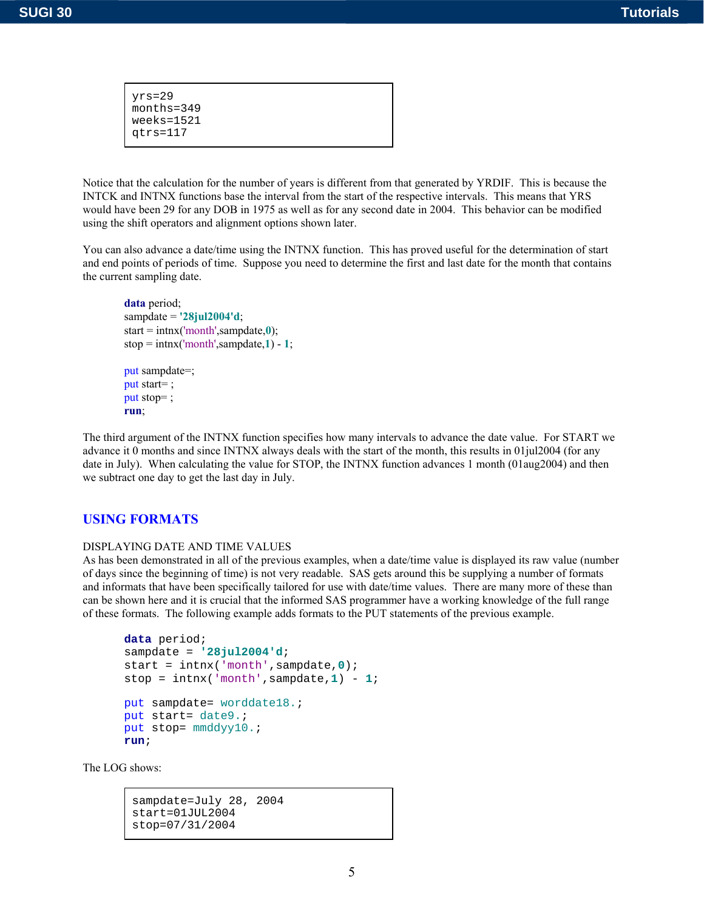```
yrs=29
months=349
weeks=1521
qtrs=117
```

Notice that the calculation for the number of years is different from that generated by YRDIF. This is because the INTCK and INTNX functions base the interval from the start of the respective intervals. This means that YRS would have been 29 for any DOB in 1975 as well as for any second date in 2004. This behavior can be modified using the shift operators and alignment options shown later.

You can also advance a date/time using the INTNX function. This has proved useful for the determination of start and end points of periods of time. Suppose you need to determine the first and last date for the month that contains the current sampling date.

```
data period;
sampdate = '28jul2004'd;
start = intnx('month',sampdate,0);
stop = intnx('month',sampdate,1) - 1;

put sampdate=;
put start= ;
put stop= ;
run;
```

The third argument of the INTNX function specifies how many intervals to advance the date value. For START we advance it 0 months and since INTNX always deals with the start of the month, this results in 01jul2004 (for any date in July). When calculating the value for STOP, the INTNX function advances 1 month (01aug2004) and then we subtract one day to get the last day in July.

## USING FORMATS

DISPLAYING DATE AND TIME VALUES

As has been demonstrated in all of the previous examples, when a date/time value is displayed its raw value (number of days since the beginning of time) is not very readable. SAS gets around this be supplying a number of formats and informats that have been specifically tailored for use with date/time values. There are many more of these than can be shown here and it is crucial that the informed SAS programmer have a working knowledge of the full range of these formats. The following example adds formats to the PUT statements of the previous example.

```
data period;
sampdate = '28jul2004'd;
start = intnx('month',sampdate,0);
stop = intnx('month',sampdate,1) - 1;

put sampdate= worddate18.;
put start= date9.;
put stop= mmddyy10.;
run;
```

The LOG shows:

```
sampdate=July 28, 2004
start=01JUL2004
stop=07/31/2004
```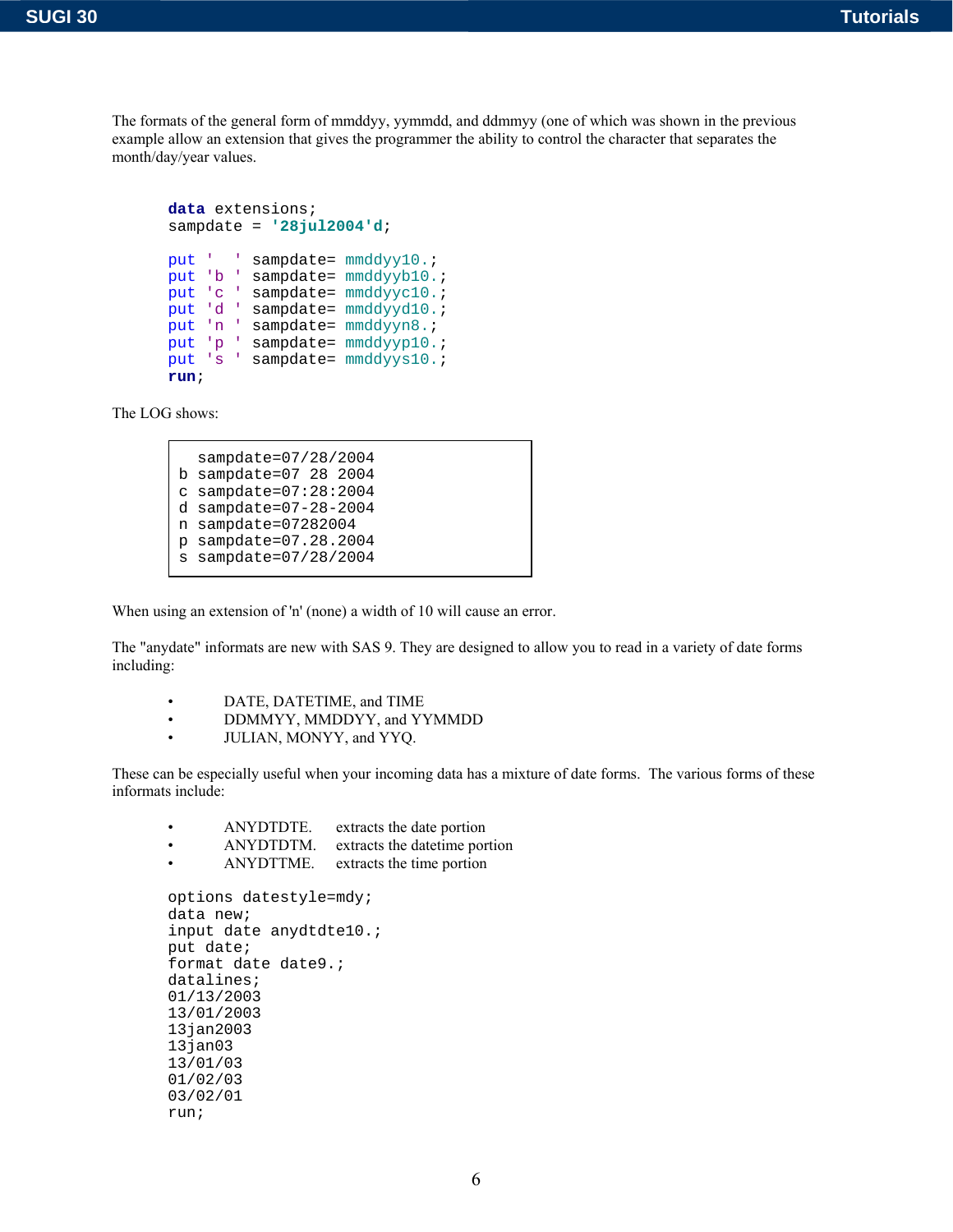The formats of the general form of mmddyy, yymmdd, and ddmmyy (one of which was shown in the previous example allow an extension that gives the programmer the ability to control the character that separates the month/day/year values.

```
data extensions;
sampdate = '28jul2004'd;

put '  ' sampdate= mmddyy10.;
put 'b ' sampdate= mmddyyb10.;
put 'c ' sampdate= mmddyyc10.;
put 'd ' sampdate= mmddyyd10.;
put 'n ' sampdate= mmddyyn8.;
put 'p ' sampdate= mmddyyp10.;
put 's ' sampdate= mmddyys10.;
run;
```

The LOG shows:

```
  sampdate=07/28/2004
b sampdate=07 28 2004
c sampdate=07:28:2004
d sampdate=07-28-2004
n sampdate=07282004
p sampdate=07.28.2004
s sampdate=07/28/2004
```

When using an extension of 'n' (none) a width of 10 will cause an error.

The "anydate" informats are new with SAS 9. They are designed to allow you to read in a variety of date forms including:

- DATE, DATETIME, and TIME
- DDMMYY, MMDDYY, and YYMMDD
- JULIAN, MONYY, and YYQ.

These can be especially useful when your incoming data has a mixture of date forms. The various forms of these informats include:

- ANYDTDTE. extracts the date portion
- ANYDTDTM. extracts the datetime portion
- ANYDTTME. extracts the time portion

```
options datestyle=mdy;
data new;
input date anydtdte10.;
put date;
format date date9.;
datalines;
01/13/2003
13/01/2003
13jan2003
13jan03
13/01/03
01/02/03
03/02/01
run;
```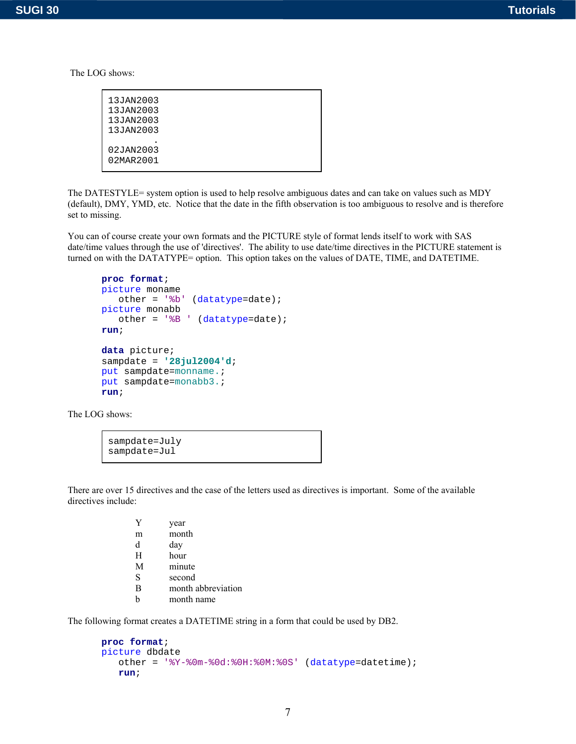The LOG shows:

```
13JAN2003
13JAN2003
13JAN2003
13JAN2003
        .
02JAN2003
02MAR2001
```

The DATESTYLE= system option is used to help resolve ambiguous dates and can take on values such as MDY (default), DMY, YMD, etc. Notice that the date in the fifth observation is too ambiguous to resolve and is therefore set to missing.

You can of course create your own formats and the PICTURE style of format lends itself to work with SAS date/time values through the use of 'directives'. The ability to use date/time directives in the PICTURE statement is turned on with the DATATYPE= option. This option takes on the values of DATE, TIME, and DATETIME.

```
proc format;
picture moname
   other = '%b' (datatype=date);
picture monabb
   other = '%B ' (datatype=date);
run;

data picture;
sampdate = '28jul2004'd;
put sampdate=monname.;
put sampdate=monabb3.;
run;
```

The LOG shows:

```
sampdate=July
sampdate=Jul
```

There are over 15 directives and the case of the letters used as directives is important. Some of the available directives include:

| | |
|---|---|
| Y | year |
| m | month |
| d | day |
| H | hour |
| M | minute |
| S | second |
| B | month abbreviation |
| b | month name |

The following format creates a DATETIME string in a form that could be used by DB2.

```
proc format;
picture dbdate
   other = '%Y-%0m-%0d:%0H:%0M:%0S' (datatype=datetime);
   run;
```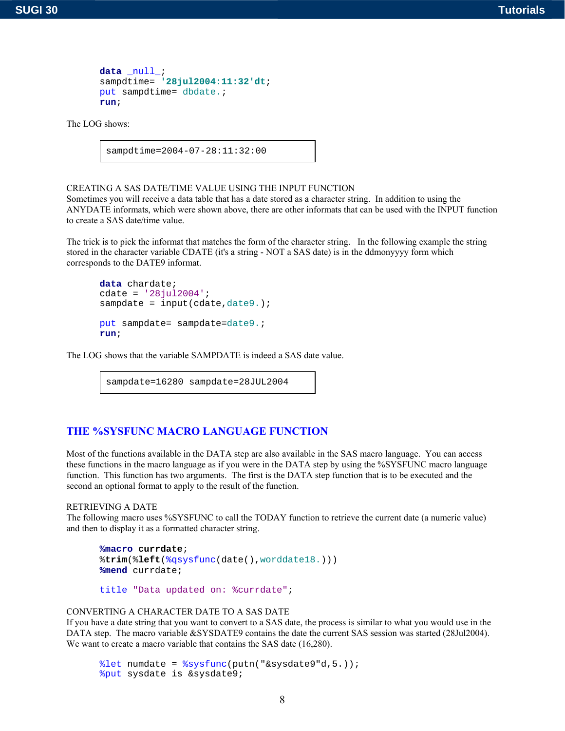```
data _null_;
sampdtime= '28jul2004:11:32'dt;
put sampdtime= dbdate.;
run;
```

The LOG shows:

```
sampdtime=2004-07-28:11:32:00
```

CREATING A SAS DATE/TIME VALUE USING THE INPUT FUNCTION
Sometimes you will receive a data table that has a date stored as a character string. In addition to using the ANYDATE informats, which were shown above, there are other informats that can be used with the INPUT function to create a SAS date/time value.

The trick is to pick the informat that matches the form of the character string. In the following example the string stored in the character variable CDATE (it's a string - NOT a SAS date) is in the ddmonyyyy form which corresponds to the DATE9 informat.

```
data chardate;
cdate = '28jul2004';
sampdate = input(cdate,date9.);

put sampdate= sampdate=date9.;
run;
```

The LOG shows that the variable SAMPDATE is indeed a SAS date value.

```
sampdate=16280 sampdate=28JUL2004
```

## THE %SYSFUNC MACRO LANGUAGE FUNCTION

Most of the functions available in the DATA step are also available in the SAS macro language. You can access these functions in the macro language as if you were in the DATA step by using the %SYSFUNC macro language function. This function has two arguments. The first is the DATA step function that is to be executed and the second an optional format to apply to the result of the function.

RETRIEVING A DATE
The following macro uses %SYSFUNC to call the TODAY function to retrieve the current date (a numeric value) and then to display it as a formatted character string.

```
%macro currdate;
%trim(%left(%qsysfunc(date(),worddate18.)))
%mend currdate;

title "Data updated on: %currdate";
```

CONVERTING A CHARACTER DATE TO A SAS DATE
If you have a date string that you want to convert to a SAS date, the process is similar to what you would use in the DATA step. The macro variable &SYSDATE9 contains the date the current SAS session was started (28Jul2004). We want to create a macro variable that contains the SAS date (16,280).

```
%let numdate = %sysfunc(putn("&sysdate9"d,5.));
%put sysdate is &sysdate9;
```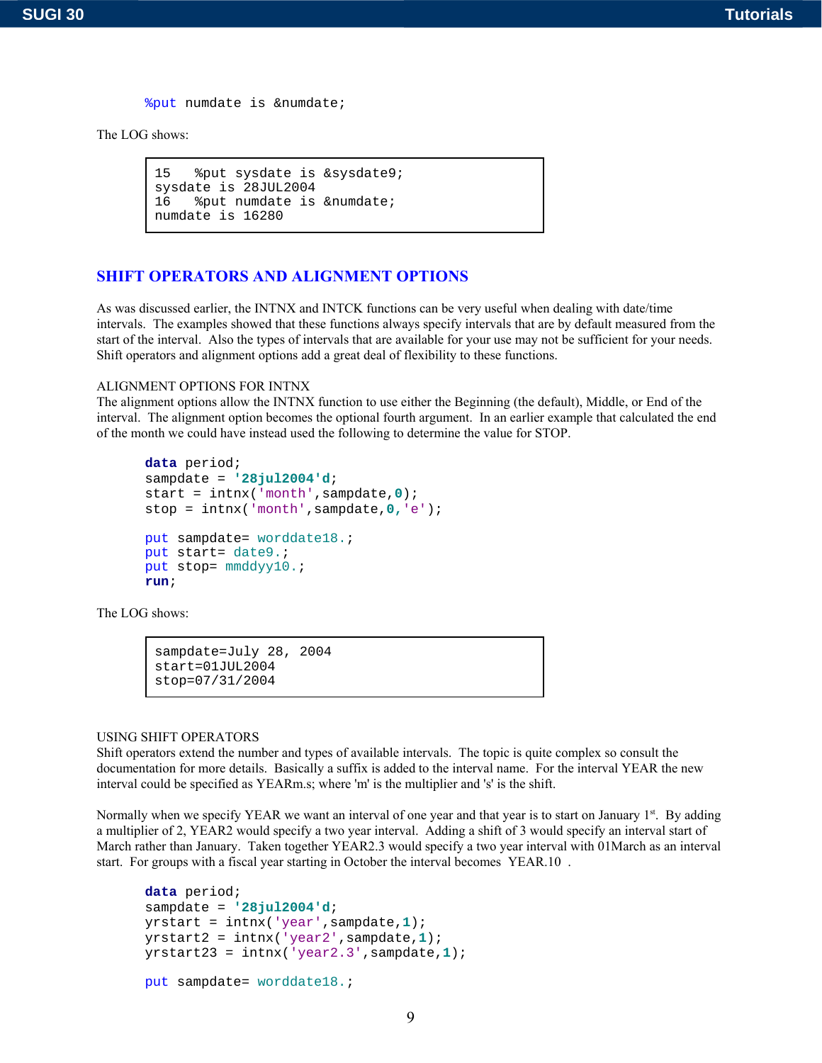```
%put numdate is &numdate;
```

The LOG shows:

```
15   %put sysdate is &sysdate9;
sysdate is 28JUL2004
16   %put numdate is &numdate;
numdate is 16280
```

## SHIFT OPERATORS AND ALIGNMENT OPTIONS

As was discussed earlier, the INTNX and INTCK functions can be very useful when dealing with date/time intervals. The examples showed that these functions always specify intervals that are by default measured from the start of the interval. Also the types of intervals that are available for your use may not be sufficient for your needs. Shift operators and alignment options add a great deal of flexibility to these functions.

ALIGNMENT OPTIONS FOR INTNX

The alignment options allow the INTNX function to use either the Beginning (the default), Middle, or End of the interval. The alignment option becomes the optional fourth argument. In an earlier example that calculated the end of the month we could have instead used the following to determine the value for STOP.

```
data period;
sampdate = '28jul2004'd;
start = intnx('month',sampdate,0);
stop = intnx('month',sampdate,0,'e');

put sampdate= worddate18.;
put start= date9.;
put stop= mmddyy10.;
run;
```

The LOG shows:

```
sampdate=July 28, 2004
start=01JUL2004
stop=07/31/2004
```

USING SHIFT OPERATORS

Shift operators extend the number and types of available intervals. The topic is quite complex so consult the documentation for more details. Basically a suffix is added to the interval name. For the interval YEAR the new interval could be specified as YEARm.s; where 'm' is the multiplier and 's' is the shift.

Normally when we specify YEAR we want an interval of one year and that year is to start on January 1st. By adding a multiplier of 2, YEAR2 would specify a two year interval. Adding a shift of 3 would specify an interval start of March rather than January. Taken together YEAR2.3 would specify a two year interval with 01March as an interval start. For groups with a fiscal year starting in October the interval becomes YEAR.10 .

```
data period;
sampdate = '28jul2004'd;
yrstart = intnx('year',sampdate,1);
yrstart2 = intnx('year2',sampdate,1);
yrstart23 = intnx('year2.3',sampdate,1);

put sampdate= worddate18.;
```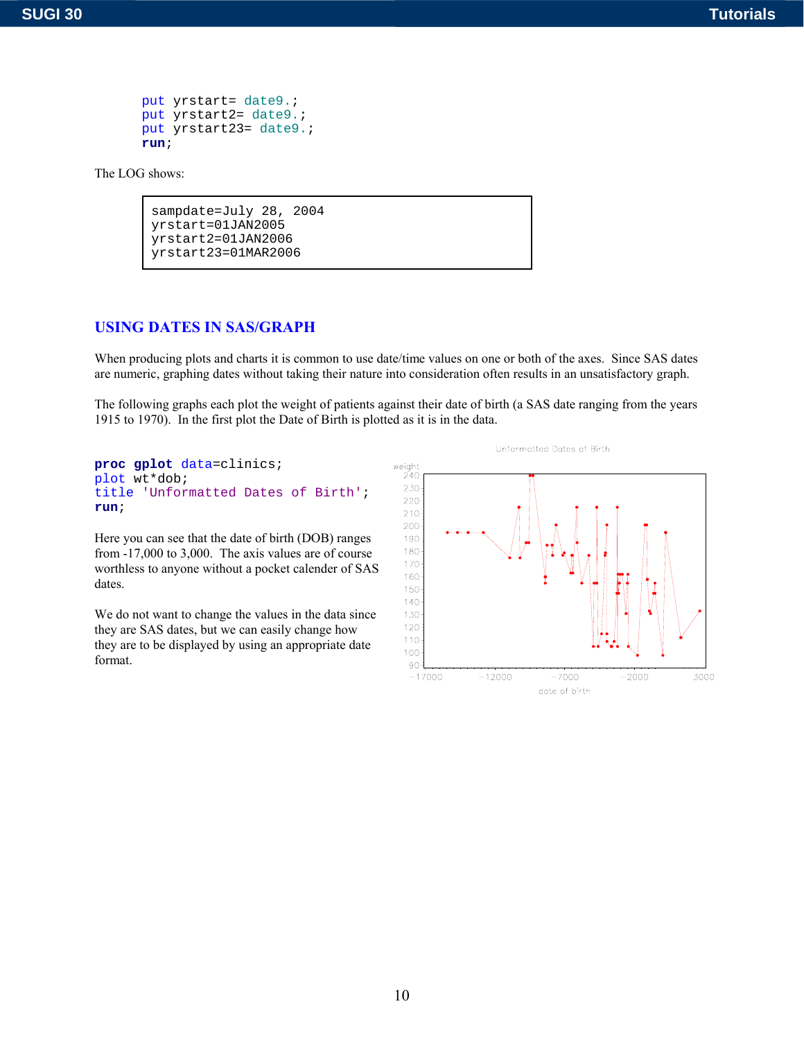```
put yrstart= date9.;
put yrstart2= date9.;
put yrstart23= date9.;
run;
```

The LOG shows:

```
sampdate=July 28, 2004
yrstart=01JAN2005
yrstart2=01JAN2006
yrstart23=01MAR2006
```

## USING DATES IN SAS/GRAPH

When producing plots and charts it is common to use date/time values on one or both of the axes. Since SAS dates are numeric, graphing dates without taking their nature into consideration often results in an unsatisfactory graph.

The following graphs each plot the weight of patients against their date of birth (a SAS date ranging from the years 1915 to 1970). In the first plot the Date of Birth is plotted as it is in the data.

```
proc gplot data=clinics;
plot wt*dob;
title 'Unformatted Dates of Birth';
run;
```

Here you can see that the date of birth (DOB) ranges from -17,000 to 3,000. The axis values are of course worthless to anyone without a pocket calender of SAS dates.

We do not want to change the values in the data since they are SAS dates, but we can easily change how they are to be displayed by using an appropriate date format.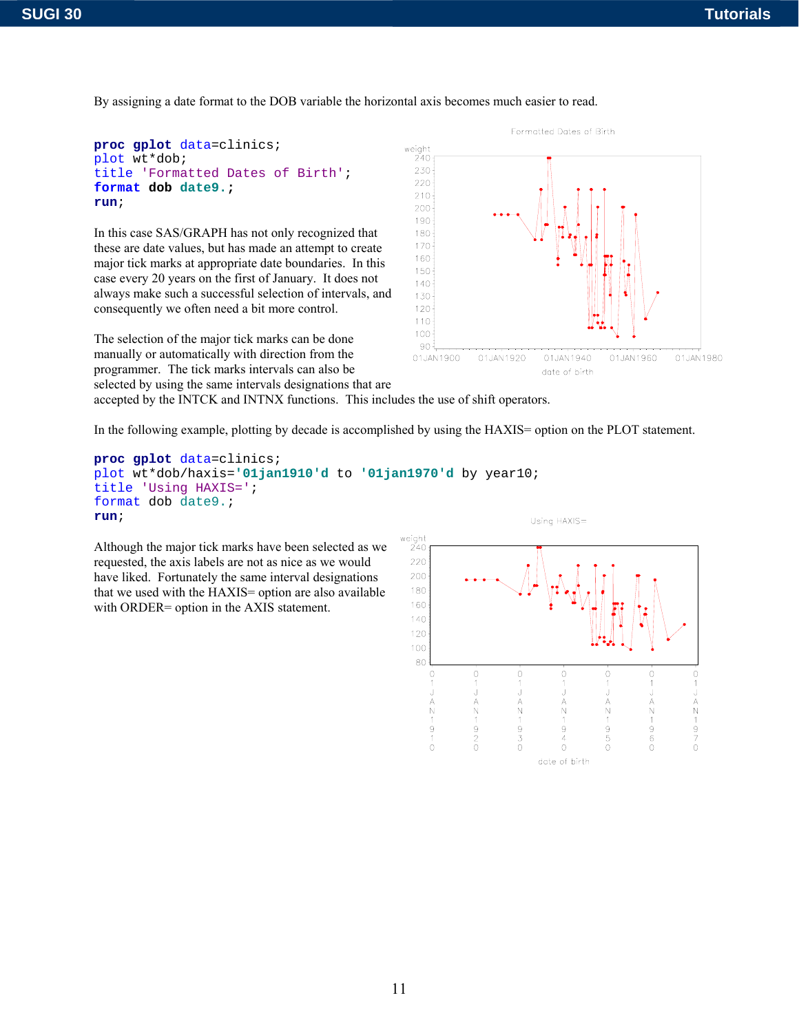By assigning a date format to the DOB variable the horizontal axis becomes much easier to read.

```
proc gplot data=clinics;
plot wt*dob;
title 'Formatted Dates of Birth';
format dob date9.;
run;
```

In this case SAS/GRAPH has not only recognized that these are date values, but has made an attempt to create major tick marks at appropriate date boundaries. In this case every 20 years on the first of January. It does not always make such a successful selection of intervals, and consequently we often need a bit more control.

The selection of the major tick marks can be done manually or automatically with direction from the programmer. The tick marks intervals can also be selected by using the same intervals designations that are accepted by the INTCK and INTNX functions. This includes the use of shift operators.

In the following example, plotting by decade is accomplished by using the HAXIS= option on the PLOT statement.

```
proc gplot data=clinics;
plot wt*dob/haxis='01jan1910'd to '01jan1970'd by year10;
title 'Using HAXIS=';
format dob date9.;
run;
```

Although the major tick marks have been selected as we requested, the axis labels are not as nice as we would have liked. Fortunately the same interval designations that we used with the HAXIS= option are also available with ORDER= option in the AXIS statement.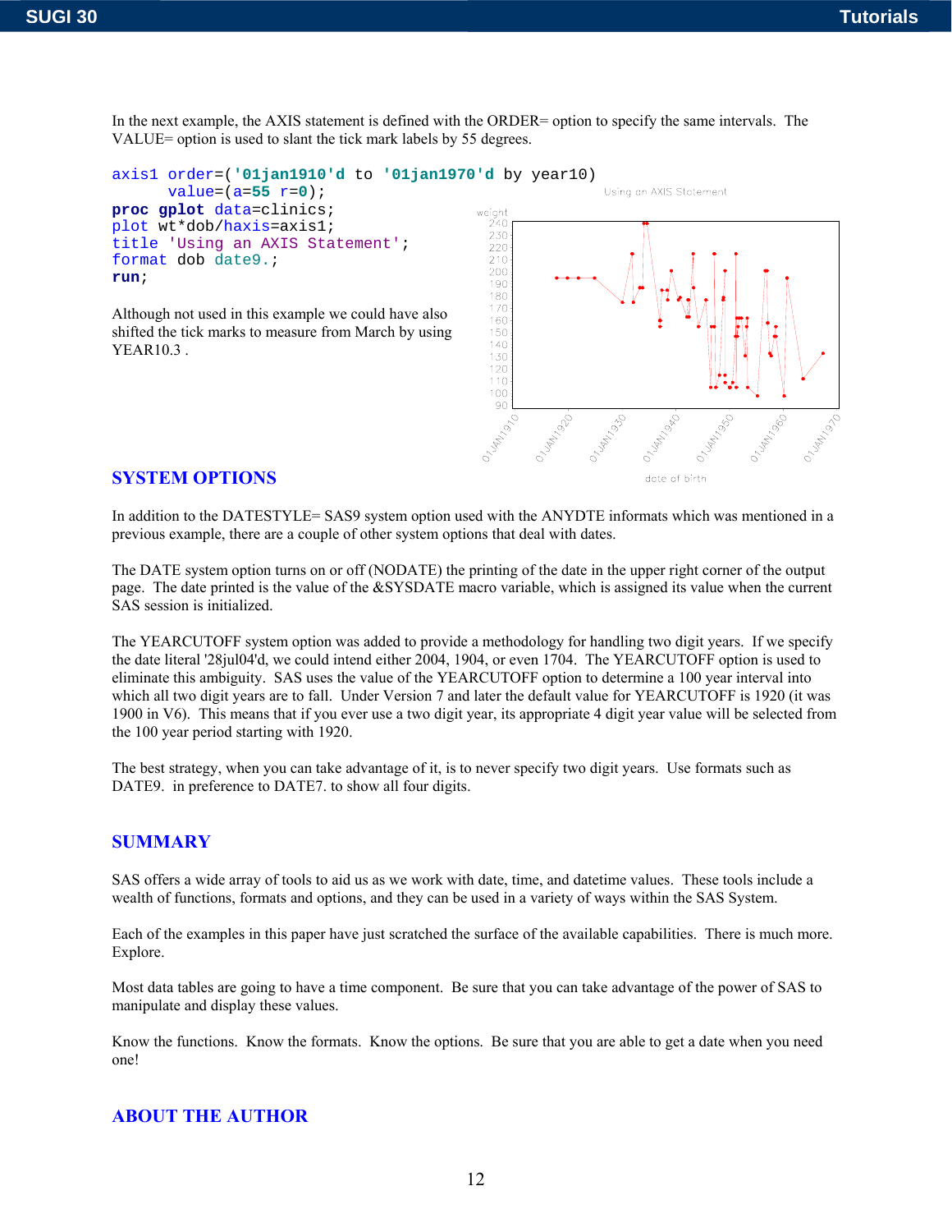In the next example, the AXIS statement is defined with the ORDER= option to specify the same intervals. The VALUE= option is used to slant the tick mark labels by 55 degrees.

```
axis1 order=('01jan1910'd to '01jan1970'd by year10)
      value=(a=55 r=0);
proc gplot data=clinics;
plot wt*dob/haxis=axis1;
title 'Using an AXIS Statement';
format dob date9.;
run;
```

Although not used in this example we could have also shifted the tick marks to measure from March by using YEAR10.3 .

## SYSTEM OPTIONS

In addition to the DATESTYLE= SAS9 system option used with the ANYDTE informats which was mentioned in a previous example, there are a couple of other system options that deal with dates.

The DATE system option turns on or off (NODATE) the printing of the date in the upper right corner of the output page. The date printed is the value of the &SYSDATE macro variable, which is assigned its value when the current SAS session is initialized.

The YEARCUTOFF system option was added to provide a methodology for handling two digit years. If we specify the date literal '28jul04'd, we could intend either 2004, 1904, or even 1704. The YEARCUTOFF option is used to eliminate this ambiguity. SAS uses the value of the YEARCUTOFF option to determine a 100 year interval into which all two digit years are to fall. Under Version 7 and later the default value for YEARCUTOFF is 1920 (it was 1900 in V6). This means that if you ever use a two digit year, its appropriate 4 digit year value will be selected from the 100 year period starting with 1920.

The best strategy, when you can take advantage of it, is to never specify two digit years. Use formats such as DATE9. in preference to DATE7. to show all four digits.

## SUMMARY

SAS offers a wide array of tools to aid us as we work with date, time, and datetime values. These tools include a wealth of functions, formats and options, and they can be used in a variety of ways within the SAS System.

Each of the examples in this paper have just scratched the surface of the available capabilities. There is much more. Explore.

Most data tables are going to have a time component. Be sure that you can take advantage of the power of SAS to manipulate and display these values.

Know the functions. Know the formats. Know the options. Be sure that you are able to get a date when you need one!

## ABOUT THE AUTHOR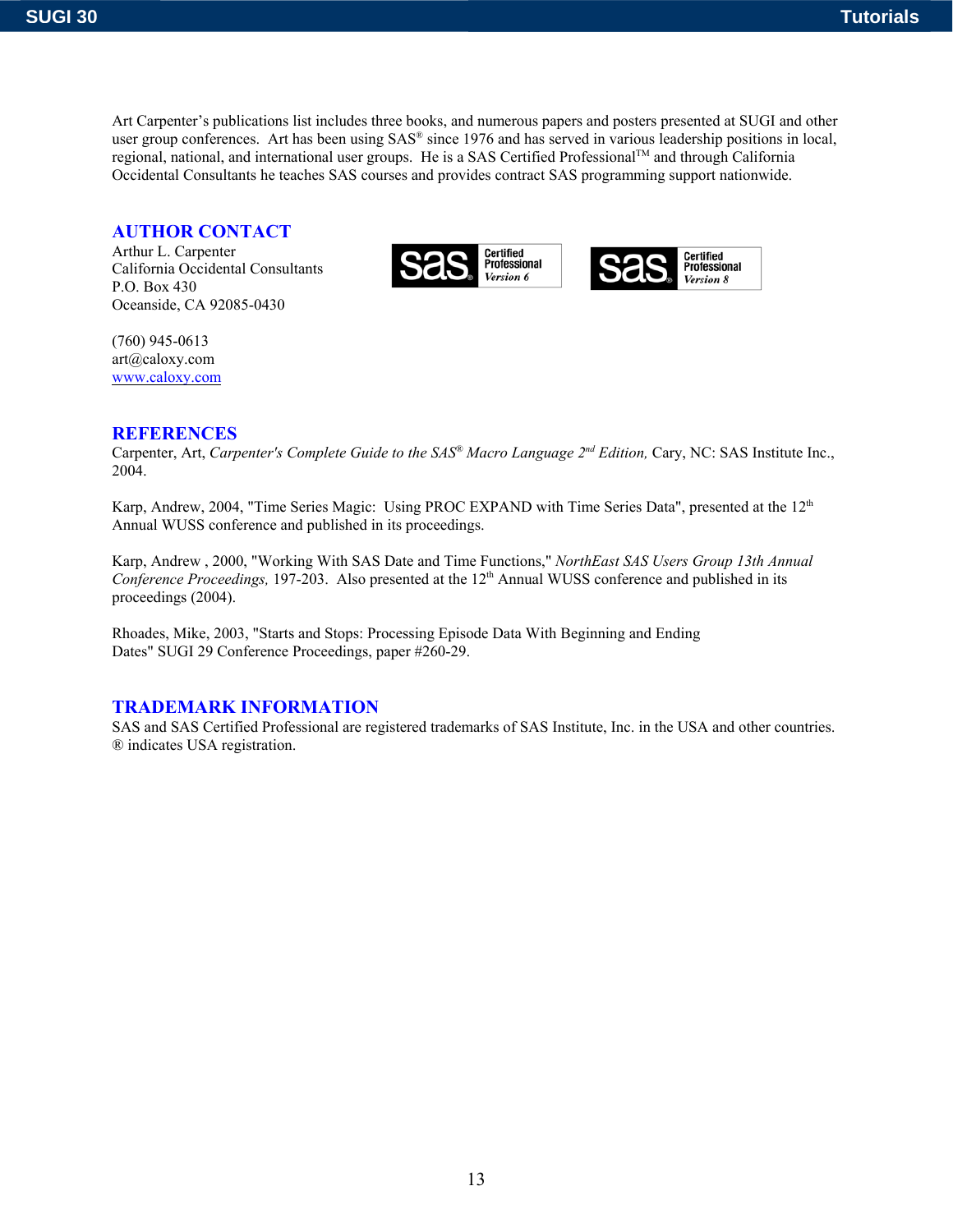Art Carpenter's publications list includes three books, and numerous papers and posters presented at SUGI and other user group conferences. Art has been using SAS® since 1976 and has served in various leadership positions in local, regional, national, and international user groups. He is a SAS Certified Professional™ and through California Occidental Consultants he teaches SAS courses and provides contract SAS programming support nationwide.

## AUTHOR CONTACT

Arthur L. Carpenter
California Occidental Consultants
P.O. Box 430
Oceanside, CA 92085-0430

(760) 945-0613
art@caloxy.com
www.caloxy.com

## REFERENCES

Carpenter, Art, *Carpenter's Complete Guide to the SAS® Macro Language 2nd Edition,* Cary, NC: SAS Institute Inc., 2004.

Karp, Andrew, 2004, "Time Series Magic: Using PROC EXPAND with Time Series Data", presented at the 12th Annual WUSS conference and published in its proceedings.

Karp, Andrew , 2000, "Working With SAS Date and Time Functions," *NorthEast SAS Users Group 13th Annual Conference Proceedings,* 197-203. Also presented at the 12th Annual WUSS conference and published in its proceedings (2004).

Rhoades, Mike, 2003, "Starts and Stops: Processing Episode Data With Beginning and Ending Dates" SUGI 29 Conference Proceedings, paper #260-29.

## TRADEMARK INFORMATION

SAS and SAS Certified Professional are registered trademarks of SAS Institute, Inc. in the USA and other countries. ® indicates USA registration.